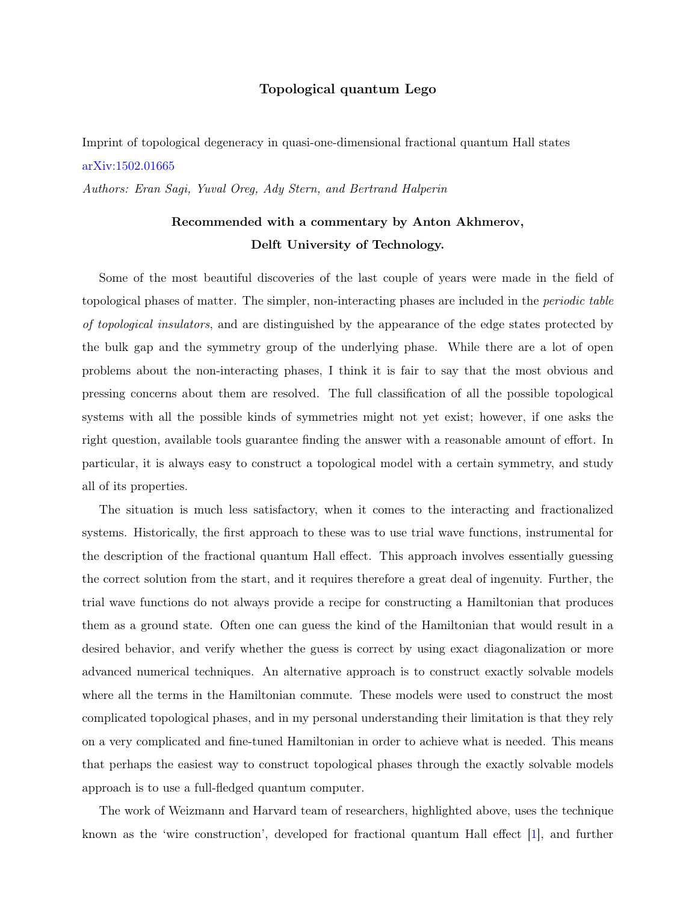# Topological quantum Lego

Imprint of topological degeneracy in quasi-one-dimensional fractional quantum Hall states

arXiv:1502.01665

*Authors: Eran Sagi, Yuval Oreg, Ady Stern, and Bertrand Halperin*

**Recommended with a commentary by Anton Akhmerov, Delft University of Technology.**

Some of the most beautiful discoveries of the last couple of years were made in the field of topological phases of matter. The simpler, non-interacting phases are included in the *periodic table of topological insulators*, and are distinguished by the appearance of the edge states protected by the bulk gap and the symmetry group of the underlying phase. While there are a lot of open problems about the non-interacting phases, I think it is fair to say that the most obvious and pressing concerns about them are resolved. The full classification of all the possible topological systems with all the possible kinds of symmetries might not yet exist; however, if one asks the right question, available tools guarantee finding the answer with a reasonable amount of effort. In particular, it is always easy to construct a topological model with a certain symmetry, and study all of its properties.

The situation is much less satisfactory, when it comes to the interacting and fractionalized systems. Historically, the first approach to these was to use trial wave functions, instrumental for the description of the fractional quantum Hall effect. This approach involves essentially guessing the correct solution from the start, and it requires therefore a great deal of ingenuity. Further, the trial wave functions do not always provide a recipe for constructing a Hamiltonian that produces them as a ground state. Often one can guess the kind of the Hamiltonian that would result in a desired behavior, and verify whether the guess is correct by using exact diagonalization or more advanced numerical techniques. An alternative approach is to construct exactly solvable models where all the terms in the Hamiltonian commute. These models were used to construct the most complicated topological phases, and in my personal understanding their limitation is that they rely on a very complicated and fine-tuned Hamiltonian in order to achieve what is needed. This means that perhaps the easiest way to construct topological phases through the exactly solvable models approach is to use a full-fledged quantum computer.

The work of Weizmann and Harvard team of researchers, highlighted above, uses the technique known as the 'wire construction', developed for fractional quantum Hall effect [1], and further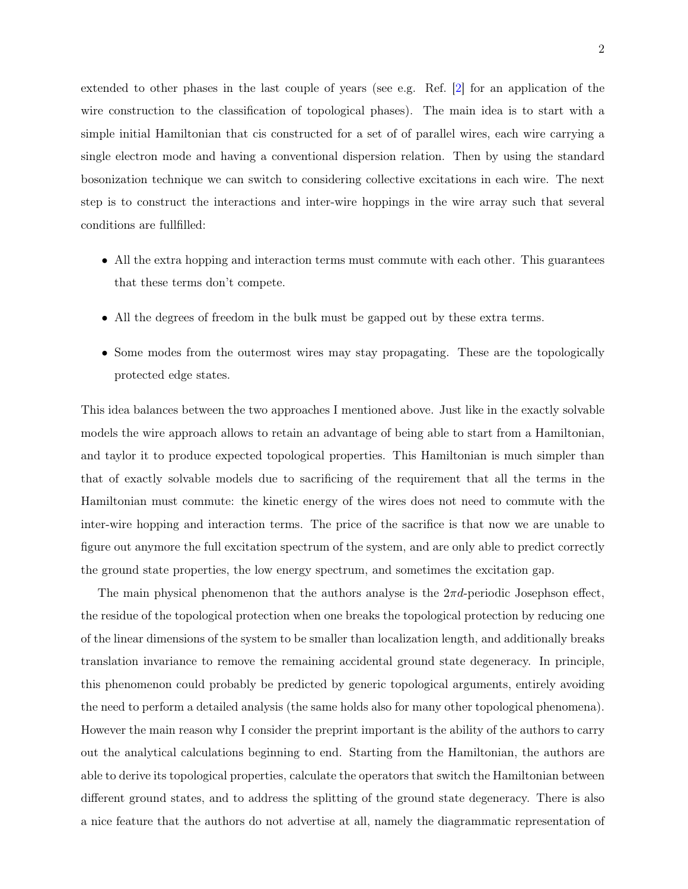extended to other phases in the last couple of years (see e.g. Ref. [2] for an application of the wire construction to the classification of topological phases). The main idea is to start with a simple initial Hamiltonian that cis constructed for a set of of parallel wires, each wire carrying a single electron mode and having a conventional dispersion relation. Then by using the standard bosonization technique we can switch to considering collective excitations in each wire. The next step is to construct the interactions and inter-wire hoppings in the wire array such that several conditions are fullfilled:

- All the extra hopping and interaction terms must commute with each other. This guarantees that these terms don't compete.
- All the degrees of freedom in the bulk must be gapped out by these extra terms.
- Some modes from the outermost wires may stay propagating. These are the topologically protected edge states.

This idea balances between the two approaches I mentioned above. Just like in the exactly solvable models the wire approach allows to retain an advantage of being able to start from a Hamiltonian, and taylor it to produce expected topological properties. This Hamiltonian is much simpler than that of exactly solvable models due to sacrificing of the requirement that all the terms in the Hamiltonian must commute: the kinetic energy of the wires does not need to commute with the inter-wire hopping and interaction terms. The price of the sacrifice is that now we are unable to figure out anymore the full excitation spectrum of the system, and are only able to predict correctly the ground state properties, the low energy spectrum, and sometimes the excitation gap.

The main physical phenomenon that the authors analyse is the $2\pi d$-periodic Josephson effect, the residue of the topological protection when one breaks the topological protection by reducing one of the linear dimensions of the system to be smaller than localization length, and additionally breaks translation invariance to remove the remaining accidental ground state degeneracy. In principle, this phenomenon could probably be predicted by generic topological arguments, entirely avoiding the need to perform a detailed analysis (the same holds also for many other topological phenomena). However the main reason why I consider the preprint important is the ability of the authors to carry out the analytical calculations beginning to end. Starting from the Hamiltonian, the authors are able to derive its topological properties, calculate the operators that switch the Hamiltonian between different ground states, and to address the splitting of the ground state degeneracy. There is also a nice feature that the authors do not advertise at all, namely the diagrammatic representation of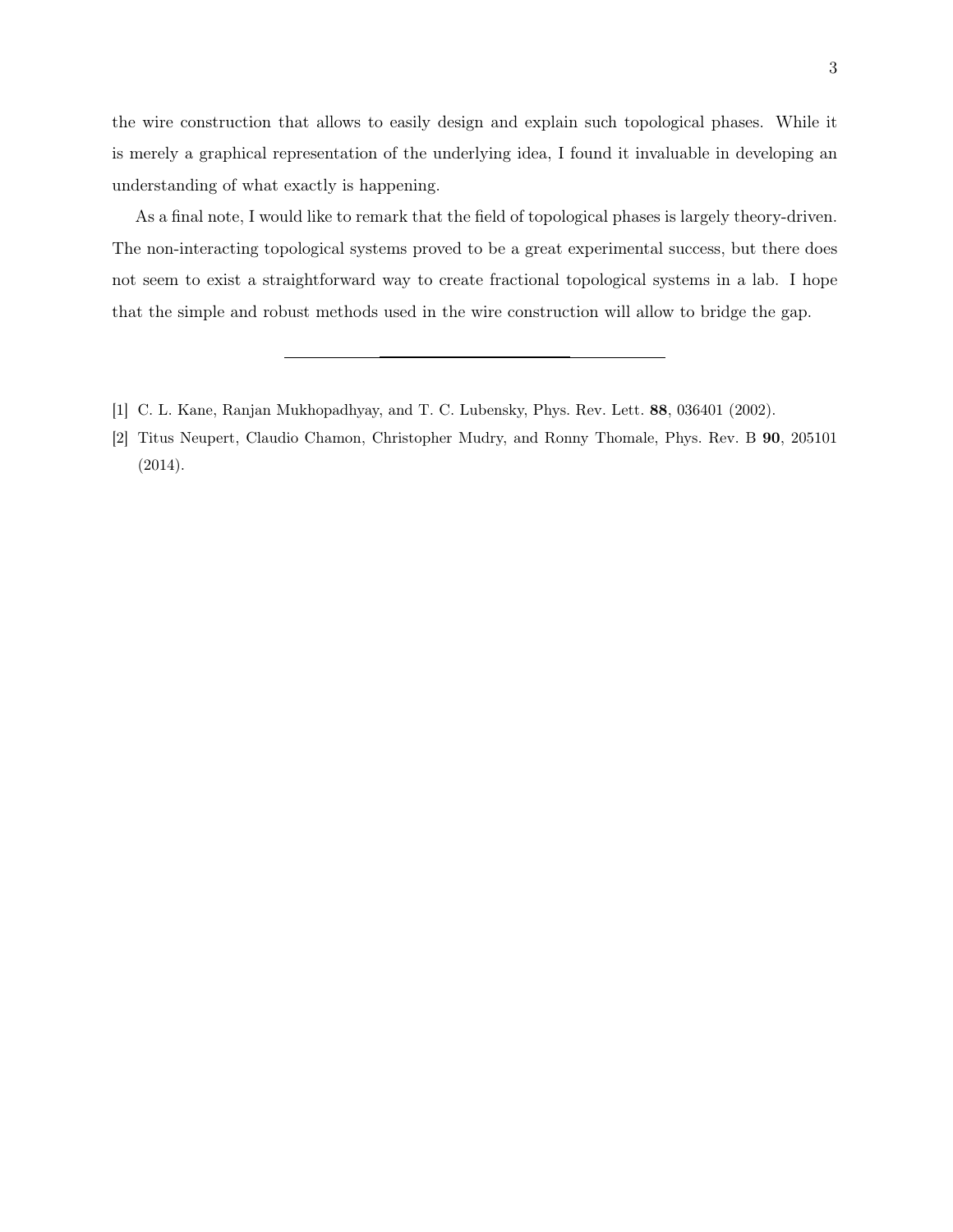the wire construction that allows to easily design and explain such topological phases. While it is merely a graphical representation of the underlying idea, I found it invaluable in developing an understanding of what exactly is happening.

As a final note, I would like to remark that the field of topological phases is largely theory-driven. The non-interacting topological systems proved to be a great experimental success, but there does not seem to exist a straightforward way to create fractional topological systems in a lab. I hope that the simple and robust methods used in the wire construction will allow to bridge the gap.

---

[1] C. L. Kane, Ranjan Mukhopadhyay, and T. C. Lubensky, Phys. Rev. Lett. **88**, 036401 (2002).

[2] Titus Neupert, Claudio Chamon, Christopher Mudry, and Ronny Thomale, Phys. Rev. B **90**, 205101 (2014).